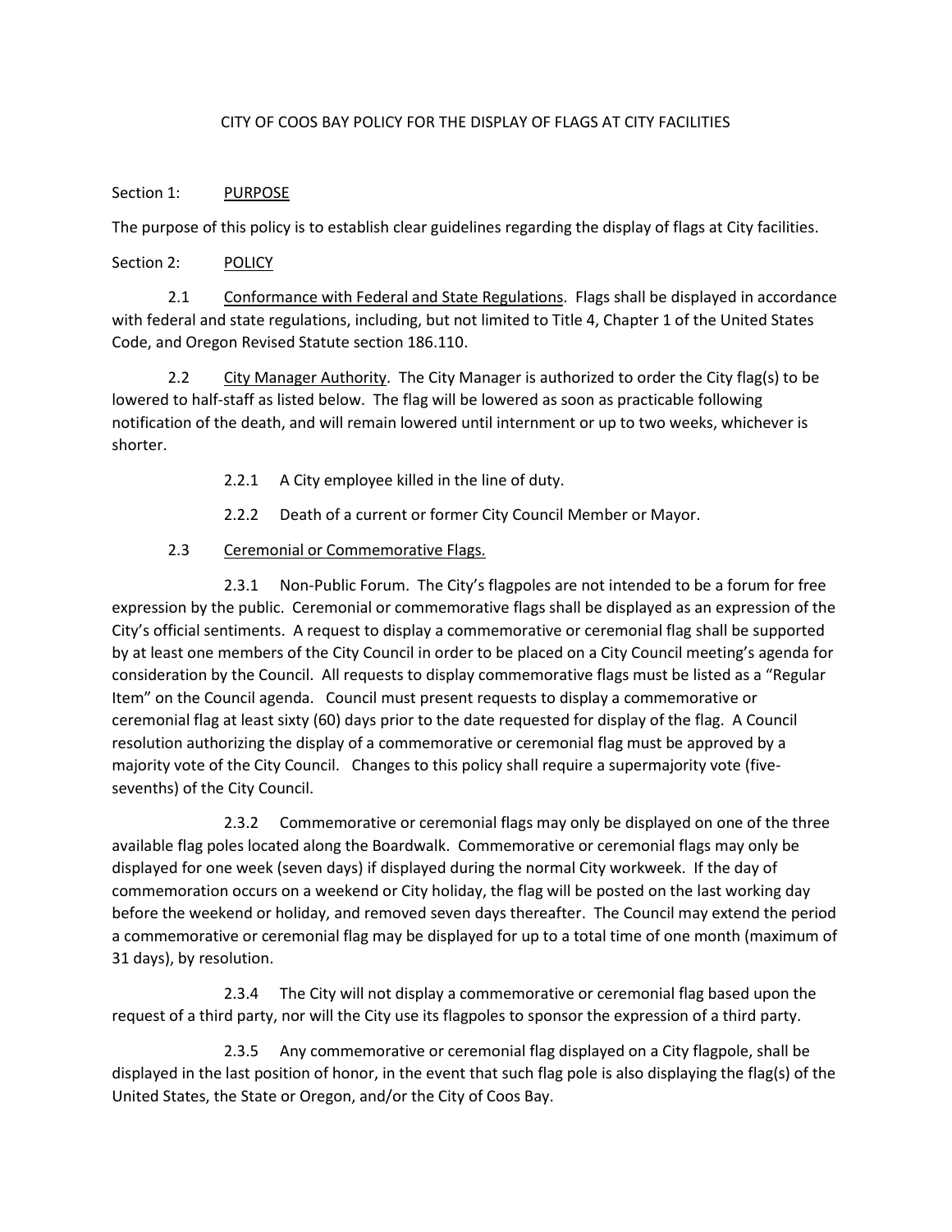# CITY OF COOS BAY POLICY FOR THE DISPLAY OF FLAGS AT CITY FACILITIES

## Section 1: PURPOSE

The purpose of this policy is to establish clear guidelines regarding the display of flags at City facilities.

## Section 2: POLICY

2.1 Conformance with Federal and State Regulations. Flags shall be displayed in accordance with federal and state regulations, including, but not limited to Title 4, Chapter 1 of the United States Code, and Oregon Revised Statute section 186.110.

2.2 City Manager Authority. The City Manager is authorized to order the City flag(s) to be lowered to half-staff as listed below. The flag will be lowered as soon as practicable following notification of the death, and will remain lowered until internment or up to two weeks, whichever is shorter.

2.2.1 A City employee killed in the line of duty.

2.2.2 Death of a current or former City Council Member or Mayor.

2.3 Ceremonial or Commemorative Flags.

2.3.1 Non-Public Forum. The City's flagpoles are not intended to be a forum for free expression by the public. Ceremonial or commemorative flags shall be displayed as an expression of the City's official sentiments. A request to display a commemorative or ceremonial flag shall be supported by at least one members of the City Council in order to be placed on a City Council meeting's agenda for consideration by the Council. All requests to display commemorative flags must be listed as a "Regular Item" on the Council agenda. Council must present requests to display a commemorative or ceremonial flag at least sixty (60) days prior to the date requested for display of the flag. A Council resolution authorizing the display of a commemorative or ceremonial flag must be approved by a majority vote of the City Council. Changes to this policy shall require a supermajority vote (five-sevenths) of the City Council.

2.3.2 Commemorative or ceremonial flags may only be displayed on one of the three available flag poles located along the Boardwalk. Commemorative or ceremonial flags may only be displayed for one week (seven days) if displayed during the normal City workweek. If the day of commemoration occurs on a weekend or City holiday, the flag will be posted on the last working day before the weekend or holiday, and removed seven days thereafter. The Council may extend the period a commemorative or ceremonial flag may be displayed for up to a total time of one month (maximum of 31 days), by resolution.

2.3.4 The City will not display a commemorative or ceremonial flag based upon the request of a third party, nor will the City use its flagpoles to sponsor the expression of a third party.

2.3.5 Any commemorative or ceremonial flag displayed on a City flagpole, shall be displayed in the last position of honor, in the event that such flag pole is also displaying the flag(s) of the United States, the State or Oregon, and/or the City of Coos Bay.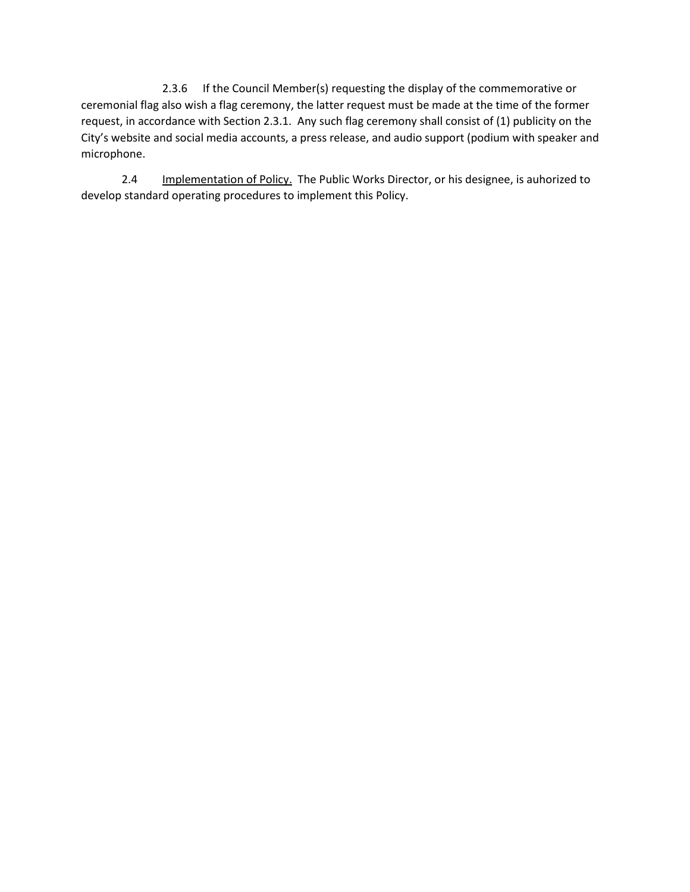2.3.6 If the Council Member(s) requesting the display of the commemorative or ceremonial flag also wish a flag ceremony, the latter request must be made at the time of the former request, in accordance with Section 2.3.1. Any such flag ceremony shall consist of (1) publicity on the City's website and social media accounts, a press release, and audio support (podium with speaker and microphone.

2.4 Implementation of Policy. The Public Works Director, or his designee, is auhorized to develop standard operating procedures to implement this Policy.